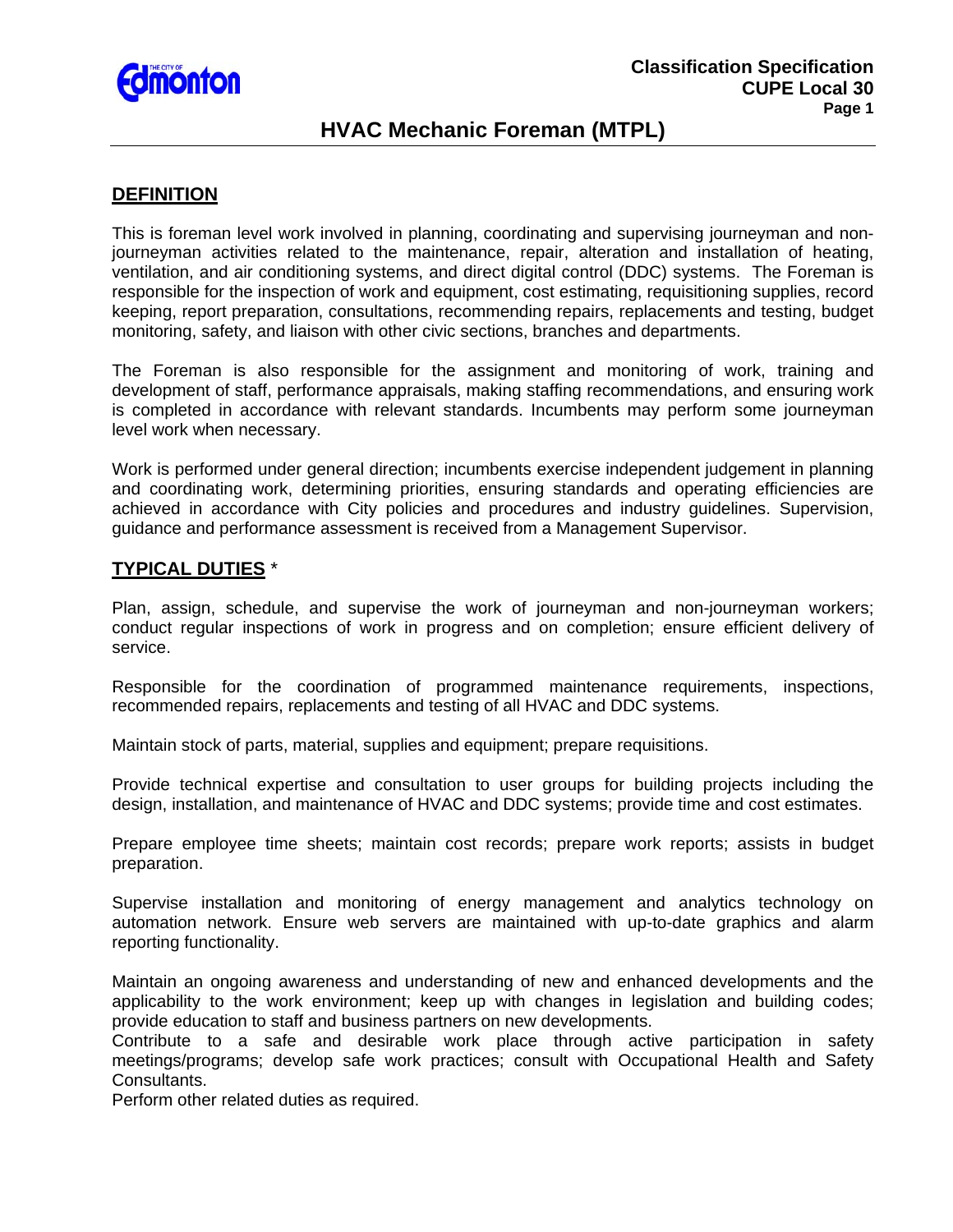**Classification Specification**
**CUPE Local 30**

# HVAC Mechanic Foreman (MTPL)

## DEFINITION

This is foreman level work involved in planning, coordinating and supervising journeyman and non-journeyman activities related to the maintenance, repair, alteration and installation of heating, ventilation, and air conditioning systems, and direct digital control (DDC) systems. The Foreman is responsible for the inspection of work and equipment, cost estimating, requisitioning supplies, record keeping, report preparation, consultations, recommending repairs, replacements and testing, budget monitoring, safety, and liaison with other civic sections, branches and departments.

The Foreman is also responsible for the assignment and monitoring of work, training and development of staff, performance appraisals, making staffing recommendations, and ensuring work is completed in accordance with relevant standards. Incumbents may perform some journeyman level work when necessary.

Work is performed under general direction; incumbents exercise independent judgement in planning and coordinating work, determining priorities, ensuring standards and operating efficiencies are achieved in accordance with City policies and procedures and industry guidelines. Supervision, guidance and performance assessment is received from a Management Supervisor.

## TYPICAL DUTIES *

Plan, assign, schedule, and supervise the work of journeyman and non-journeyman workers; conduct regular inspections of work in progress and on completion; ensure efficient delivery of service.

Responsible for the coordination of programmed maintenance requirements, inspections, recommended repairs, replacements and testing of all HVAC and DDC systems.

Maintain stock of parts, material, supplies and equipment; prepare requisitions.

Provide technical expertise and consultation to user groups for building projects including the design, installation, and maintenance of HVAC and DDC systems; provide time and cost estimates.

Prepare employee time sheets; maintain cost records; prepare work reports; assists in budget preparation.

Supervise installation and monitoring of energy management and analytics technology on automation network. Ensure web servers are maintained with up-to-date graphics and alarm reporting functionality.

Maintain an ongoing awareness and understanding of new and enhanced developments and the applicability to the work environment; keep up with changes in legislation and building codes; provide education to staff and business partners on new developments.

Contribute to a safe and desirable work place through active participation in safety meetings/programs; develop safe work practices; consult with Occupational Health and Safety Consultants.

Perform other related duties as required.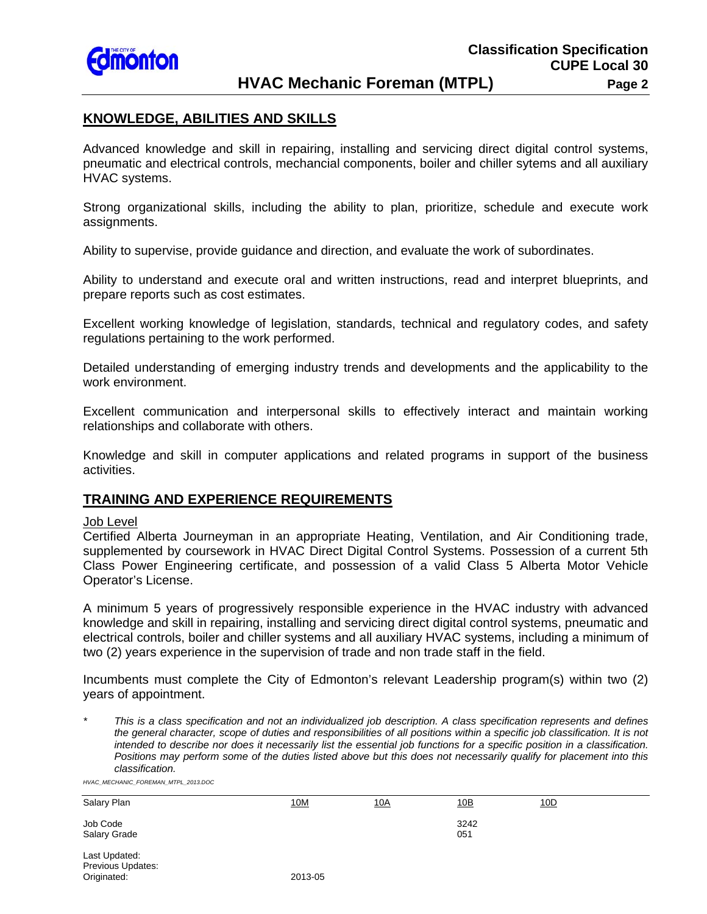## KNOWLEDGE, ABILITIES AND SKILLS

Advanced knowledge and skill in repairing, installing and servicing direct digital control systems, pneumatic and electrical controls, mechancial components, boiler and chiller sytems and all auxiliary HVAC systems.

Strong organizational skills, including the ability to plan, prioritize, schedule and execute work assignments.

Ability to supervise, provide guidance and direction, and evaluate the work of subordinates.

Ability to understand and execute oral and written instructions, read and interpret blueprints, and prepare reports such as cost estimates.

Excellent working knowledge of legislation, standards, technical and regulatory codes, and safety regulations pertaining to the work performed.

Detailed understanding of emerging industry trends and developments and the applicability to the work environment.

Excellent communication and interpersonal skills to effectively interact and maintain working relationships and collaborate with others.

Knowledge and skill in computer applications and related programs in support of the business activities.

## TRAINING AND EXPERIENCE REQUIREMENTS

Job Level

Certified Alberta Journeyman in an appropriate Heating, Ventilation, and Air Conditioning trade, supplemented by coursework in HVAC Direct Digital Control Systems. Possession of a current 5th Class Power Engineering certificate, and possession of a valid Class 5 Alberta Motor Vehicle Operator's License.

A minimum 5 years of progressively responsible experience in the HVAC industry with advanced knowledge and skill in repairing, installing and servicing direct digital control systems, pneumatic and electrical controls, boiler and chiller systems and all auxiliary HVAC systems, including a minimum of two (2) years experience in the supervision of trade and non trade staff in the field.

Incumbents must complete the City of Edmonton's relevant Leadership program(s) within two (2) years of appointment.

\* *This is a class specification and not an individualized job description. A class specification represents and defines the general character, scope of duties and responsibilities of all positions within a specific job classification. It is not intended to describe nor does it necessarily list the essential job functions for a specific position in a classification. Positions may perform some of the duties listed above but this does not necessarily qualify for placement into this classification.*

*HVAC_MECHANIC_FOREMAN_MTPL_2013.DOC*

| Salary Plan | 10M | 10A | 10B | 10D |
|---|---|---|---|---|
| Job Code | | | 3242 | |
| Salary Grade | | | 051 | |
| Last Updated: | | | | |
| Previous Updates: | | | | |
| Originated: | 2013-05 | | | |